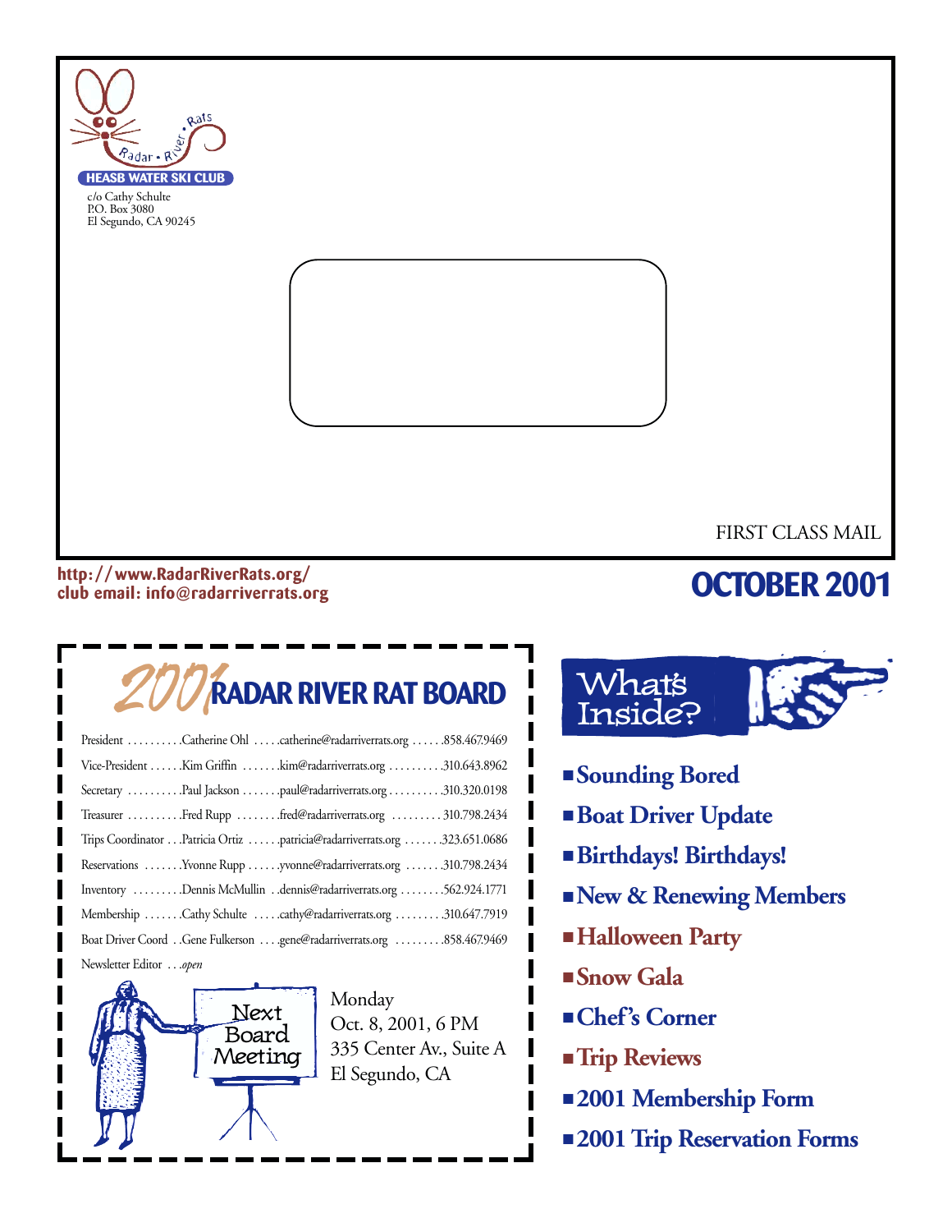Radar • River • Rats

**HEASB WATER SKI CLUB**

c/o Cathy Schulte
P.O. Box 3080
El Segundo, CA 90245

FIRST CLASS MAIL

**http://www.RadarRiverRats.org/**
**club email: info@radarriverrats.org**

# OCTOBER 2001

## 2001 RADAR RIVER RAT BOARD

| Position | Name | Email | Phone |
|---|---|---|---|
| President | Catherine Ohl | catherine@radarriverrats.org | 858.467.9469 |
| Vice-President | Kim Griffin | kim@radarriverrats.org | 310.643.8962 |
| Secretary | Paul Jackson | paul@radarriverrats.org | 310.320.0198 |
| Treasurer | Fred Rupp | fred@radarriverrats.org | 310.798.2434 |
| Trips Coordinator | Patricia Ortiz | patricia@radarriverrats.org | 323.651.0686 |
| Reservations | Yvonne Rupp | yvonne@radarriverrats.org | 310.798.2434 |
| Inventory | Dennis McMullin | dennis@radarriverrats.org | 562.924.1771 |
| Membership | Cathy Schulte | cathy@radarriverrats.org | 310.647.7919 |
| Boat Driver Coord | Gene Fulkerson | gene@radarriverrats.org | 858.467.9469 |
| Newsletter Editor | *open* | | |

**Next Board Meeting**

Monday
Oct. 8, 2001, 6 PM
335 Center Av., Suite A
El Segundo, CA

## What's Inside?

- **Sounding Bored**
- **Boat Driver Update**
- **Birthdays! Birthdays!**
- **New & Renewing Members**
- **Halloween Party**
- **Snow Gala**
- **Chef's Corner**
- **Trip Reviews**
- **2001 Membership Form**
- **2001 Trip Reservation Forms**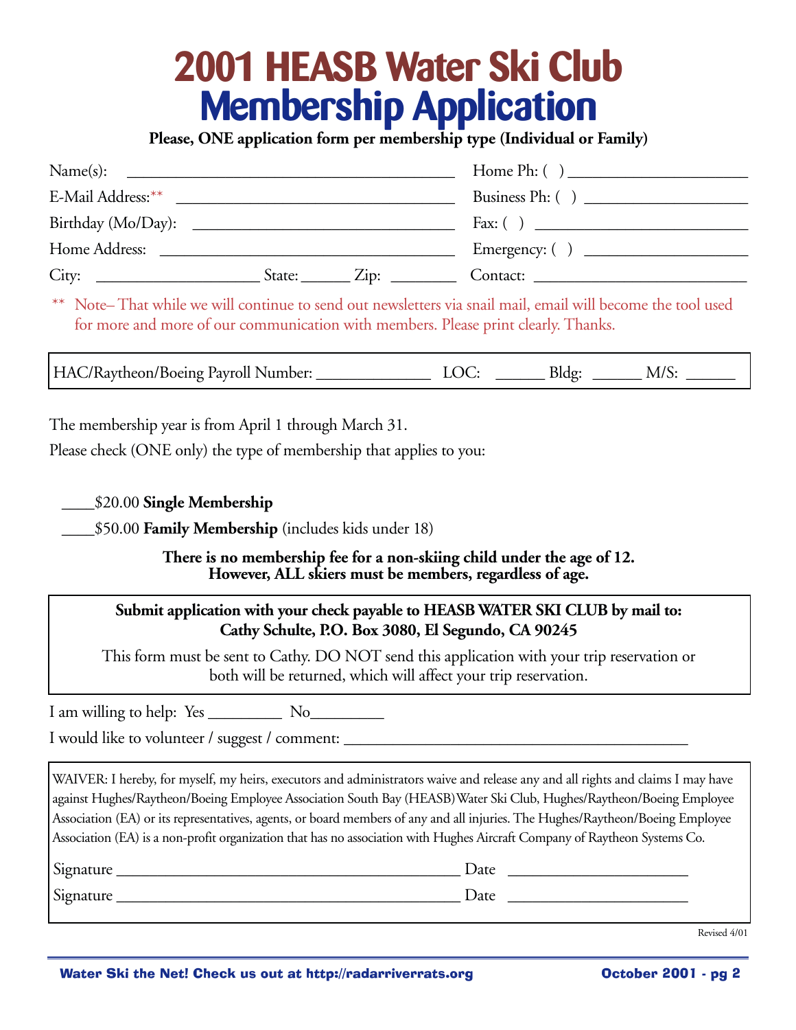# 2001 HEASB Water Ski Club
# Membership Application

**Please, ONE application form per membership type (Individual or Family)**

Name(s): ________________________________________ Home Ph: ( ) ______________________

E-Mail Address:** ________________________________ Business Ph: ( ) ___________________

Birthday (Mo/Day): ______________________________ Fax: ( ) __________________________

Home Address: __________________________________ Emergency: ( ) ____________________

City: ____________________ State: ______ Zip: ________ Contact: __________________________

** Note– That while we will continue to send out newsletters via snail mail, email will become the tool used for more and more of our communication with members. Please print clearly. Thanks.

HAC/Raytheon/Boeing Payroll Number: ______________ LOC: ______ Bldg: ______ M/S: ______

The membership year is from April 1 through March 31.

Please check (ONE only) the type of membership that applies to you:

____$20.00 **Single Membership**

____$50.00 **Family Membership** (includes kids under 18)

**There is no membership fee for a non-skiing child under the age of 12.**
**However, ALL skiers must be members, regardless of age.**

**Submit application with your check payable to HEASB WATER SKI CLUB by mail to:**
**Cathy Schulte, P.O. Box 3080, El Segundo, CA 90245**

This form must be sent to Cathy. DO NOT send this application with your trip reservation or both will be returned, which will affect your trip reservation.

I am willing to help: Yes _________ No_________

I would like to volunteer / suggest / comment: __________________________________________

WAIVER: I hereby, for myself, my heirs, executors and administrators waive and release any and all rights and claims I may have against Hughes/Raytheon/Boeing Employee Association South Bay (HEASB) Water Ski Club, Hughes/Raytheon/Boeing Employee Association (EA) or its representatives, agents, or board members of any and all injuries. The Hughes/Raytheon/Boeing Employee Association (EA) is a non-profit organization that has no association with Hughes Aircraft Company of Raytheon Systems Co.

Signature ___________________________________________ Date _______________________

Signature ___________________________________________ Date _______________________

Revised 4/01

Water Ski the Net! Check us out at http://radarriverrats.org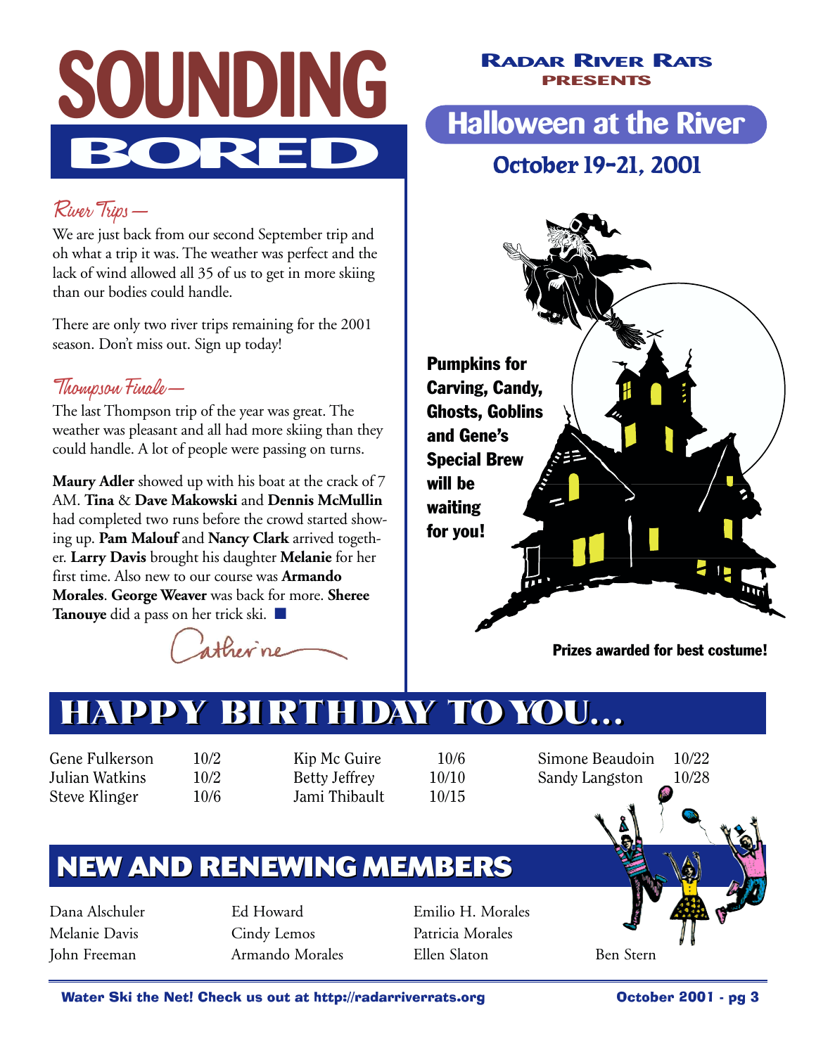# SOUNDING BORED

## River Trips —

We are just back from our second September trip and oh what a trip it was. The weather was perfect and the lack of wind allowed all 35 of us to get in more skiing than our bodies could handle.

There are only two river trips remaining for the 2001 season. Don't miss out. Sign up today!

## Thompson Finale—

The last Thompson trip of the year was great. The weather was pleasant and all had more skiing than they could handle. A lot of people were passing on turns.

**Maury Adler** showed up with his boat at the crack of 7 AM. **Tina** & **Dave Makowski** and **Dennis McMullin** had completed two runs before the crowd started showing up. **Pam Malouf** and **Nancy Clark** arrived together. **Larry Davis** brought his daughter **Melanie** for her first time. Also new to our course was **Armando Morales**. **George Weaver** was back for more. **Sheree Tanouye** did a pass on her trick ski. ■

*Catherine*

**Radar River Rats**
**presents**

## Halloween at the River

### October 19-21, 2001

**Pumpkins for Carving, Candy, Ghosts, Goblins and Gene's Special Brew will be waiting for you!**

**Prizes awarded for best costume!**

## HAPPY BIRTHDAY TO YOU...

| | | | | | |
|---|---|---|---|---|---|
| Gene Fulkerson | 10/2 | Kip Mc Guire | 10/6 | Simone Beaudoin | 10/22 |
| Julian Watkins | 10/2 | Betty Jeffrey | 10/10 | Sandy Langston | 10/28 |
| Steve Klinger | 10/6 | Jami Thibault | 10/15 | | |

## NEW AND RENEWING MEMBERS

| | | | |
|---|---|---|---|
| Dana Alschuler | Ed Howard | Emilio H. Morales | |
| Melanie Davis | Cindy Lemos | Patricia Morales | |
| John Freeman | Armando Morales | Ellen Slaton | Ben Stern |

**Water Ski the Net! Check us out at http://radarriverrats.org**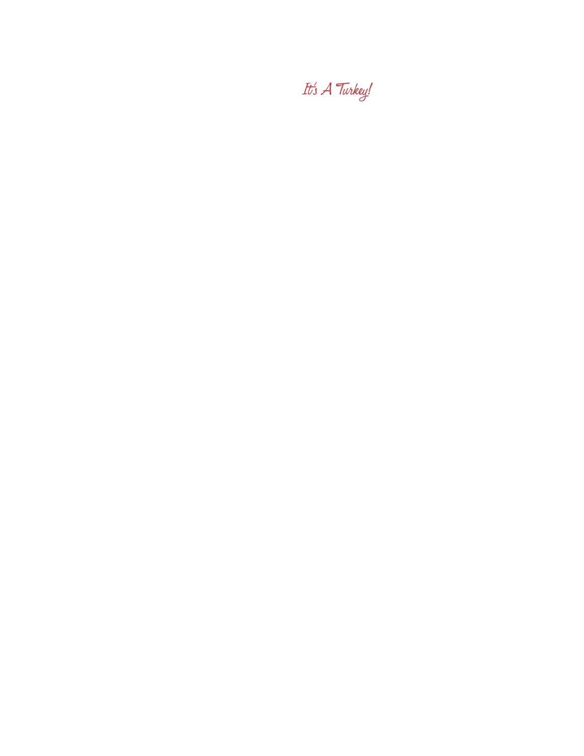It's A Turkey!